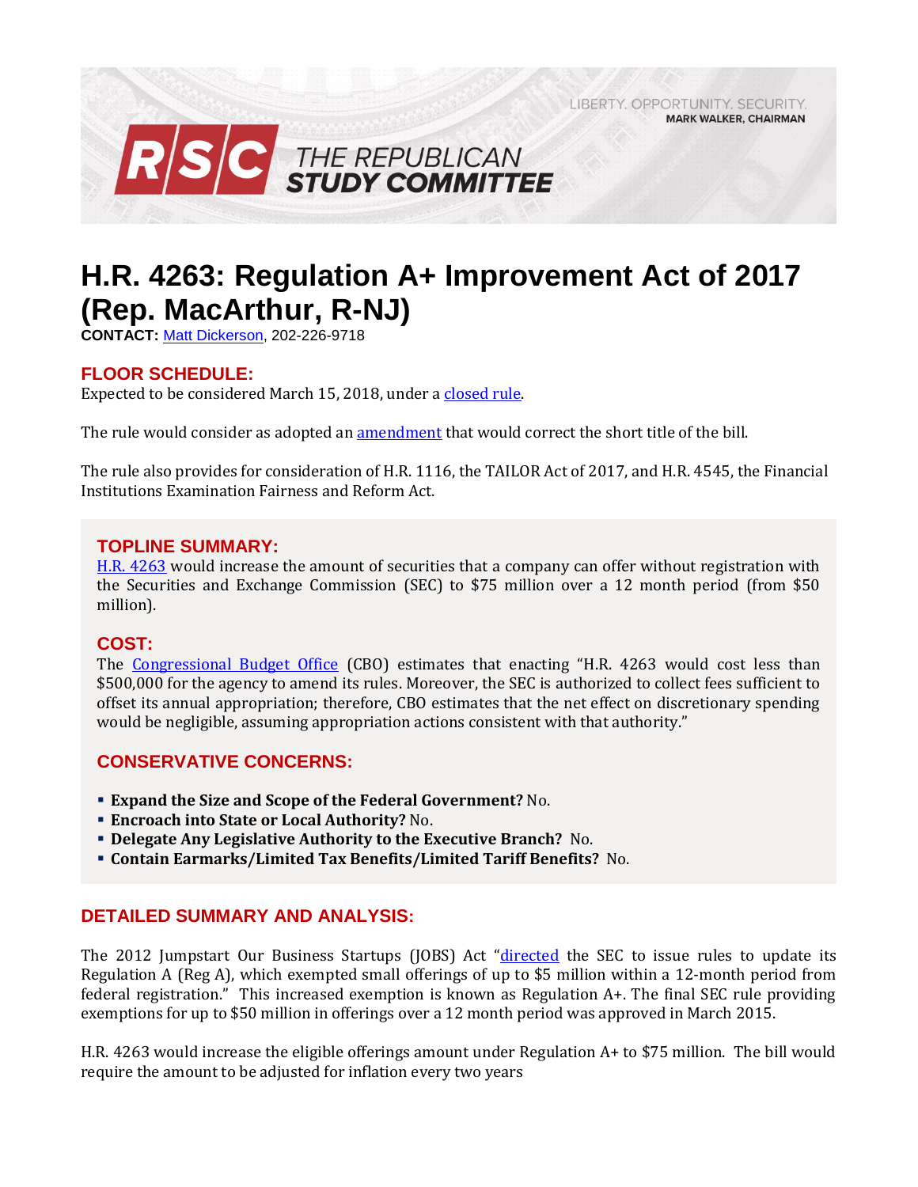LIBERTY. OPPORTUNITY. SECURITY.
**MARK WALKER, CHAIRMAN**

**RSC THE REPUBLICAN STUDY COMMITTEE**

# H.R. 4263: Regulation A+ Improvement Act of 2017 (Rep. MacArthur, R-NJ)

**CONTACT:** Matt Dickerson, 202-226-9718

## FLOOR SCHEDULE:

Expected to be considered March 15, 2018, under a closed rule.

The rule would consider as adopted an amendment that would correct the short title of the bill.

The rule also provides for consideration of H.R. 1116, the TAILOR Act of 2017, and H.R. 4545, the Financial Institutions Examination Fairness and Reform Act.

## TOPLINE SUMMARY:

H.R. 4263 would increase the amount of securities that a company can offer without registration with the Securities and Exchange Commission (SEC) to $75 million over a 12 month period (from $50 million).

## COST:

The Congressional Budget Office (CBO) estimates that enacting "H.R. 4263 would cost less than $500,000 for the agency to amend its rules. Moreover, the SEC is authorized to collect fees sufficient to offset its annual appropriation; therefore, CBO estimates that the net effect on discretionary spending would be negligible, assuming appropriation actions consistent with that authority."

## CONSERVATIVE CONCERNS:

- **Expand the Size and Scope of the Federal Government?** No.
- **Encroach into State or Local Authority?** No.
- **Delegate Any Legislative Authority to the Executive Branch?** No.
- **Contain Earmarks/Limited Tax Benefits/Limited Tariff Benefits?** No.

## DETAILED SUMMARY AND ANALYSIS:

The 2012 Jumpstart Our Business Startups (JOBS) Act "directed the SEC to issue rules to update its Regulation A (Reg A), which exempted small offerings of up to $5 million within a 12-month period from federal registration." This increased exemption is known as Regulation A+. The final SEC rule providing exemptions for up to $50 million in offerings over a 12 month period was approved in March 2015.

H.R. 4263 would increase the eligible offerings amount under Regulation A+ to $75 million. The bill would require the amount to be adjusted for inflation every two years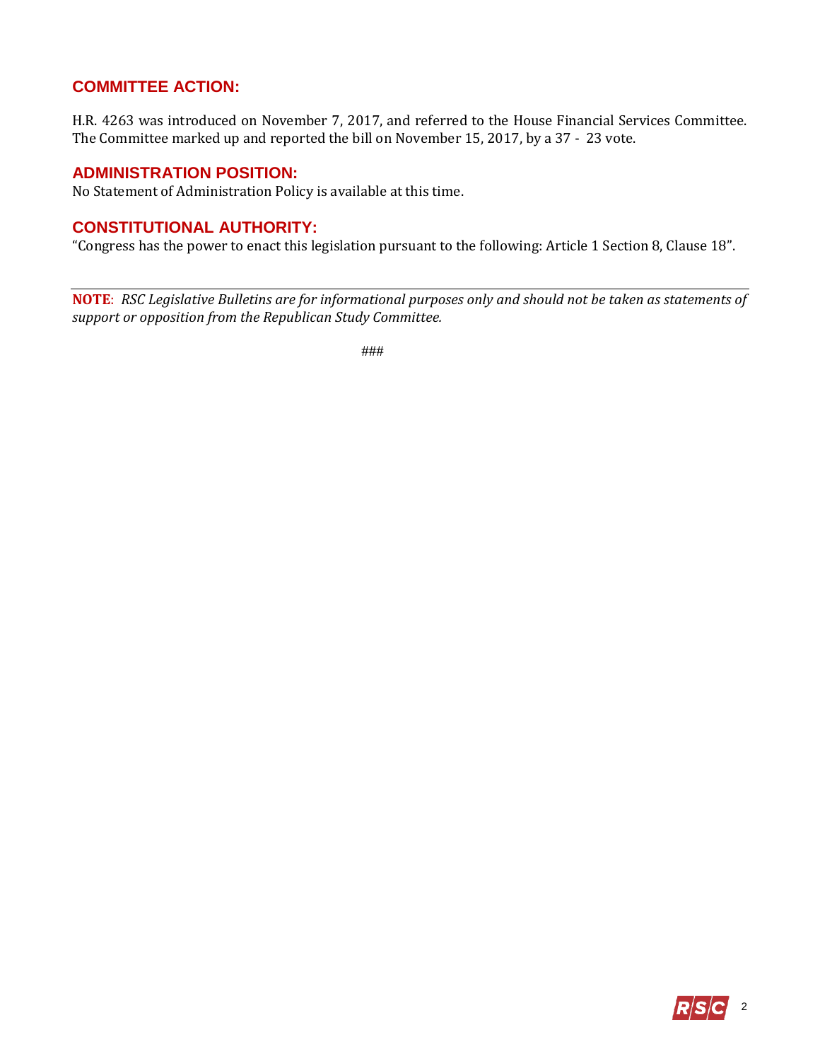## COMMITTEE ACTION:

H.R. 4263 was introduced on November 7, 2017, and referred to the House Financial Services Committee. The Committee marked up and reported the bill on November 15, 2017, by a 37 - 23 vote.

## ADMINISTRATION POSITION:

No Statement of Administration Policy is available at this time.

## CONSTITUTIONAL AUTHORITY:

"Congress has the power to enact this legislation pursuant to the following: Article 1 Section 8, Clause 18".

---

**NOTE**: *RSC Legislative Bulletins are for informational purposes only and should not be taken as statements of support or opposition from the Republican Study Committee.*

###